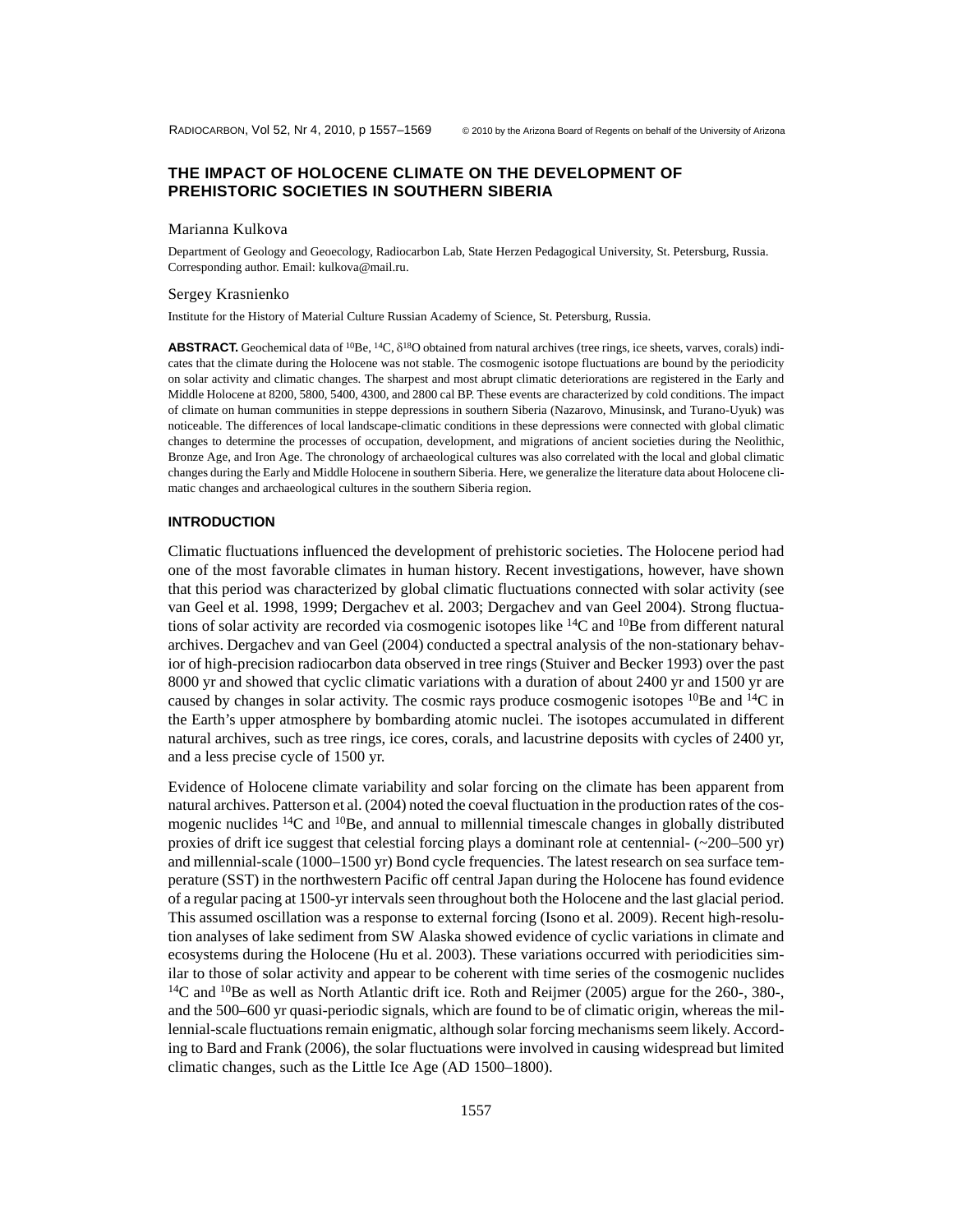# THE IMPACT OF HOLOCENE CLIMATE ON THE DEVELOPMENT OF PREHISTORIC SOCIETIES IN SOUTHERN SIBERIA

Marianna Kulkova

Department of Geology and Geoecology, Radiocarbon Lab, State Herzen Pedagogical University, St. Petersburg, Russia. Corresponding author. Email: kulkova@mail.ru.

Sergey Krasnienko

Institute for the History of Material Culture Russian Academy of Science, St. Petersburg, Russia.

**ABSTRACT.** Geochemical data of $^{10}$Be, $^{14}$C, $\delta^{18}$O obtained from natural archives (tree rings, ice sheets, varves, corals) indicates that the climate during the Holocene was not stable. The cosmogenic isotope fluctuations are bound by the periodicity on solar activity and climatic changes. The sharpest and most abrupt climatic deteriorations are registered in the Early and Middle Holocene at 8200, 5800, 5400, 4300, and 2800 cal BP. These events are characterized by cold conditions. The impact of climate on human communities in steppe depressions in southern Siberia (Nazarovo, Minusinsk, and Turano-Uyuk) was noticeable. The differences of local landscape-climatic conditions in these depressions were connected with global climatic changes to determine the processes of occupation, development, and migrations of ancient societies during the Neolithic, Bronze Age, and Iron Age. The chronology of archaeological cultures was also correlated with the local and global climatic changes during the Early and Middle Holocene in southern Siberia. Here, we generalize the literature data about Holocene climatic changes and archaeological cultures in the southern Siberia region.

## INTRODUCTION

Climatic fluctuations influenced the development of prehistoric societies. The Holocene period had one of the most favorable climates in human history. Recent investigations, however, have shown that this period was characterized by global climatic fluctuations connected with solar activity (see van Geel et al. 1998, 1999; Dergachev et al. 2003; Dergachev and van Geel 2004). Strong fluctuations of solar activity are recorded via cosmogenic isotopes like $^{14}$C and $^{10}$Be from different natural archives. Dergachev and van Geel (2004) conducted a spectral analysis of the non-stationary behavior of high-precision radiocarbon data observed in tree rings (Stuiver and Becker 1993) over the past 8000 yr and showed that cyclic climatic variations with a duration of about 2400 yr and 1500 yr are caused by changes in solar activity. The cosmic rays produce cosmogenic isotopes $^{10}$Be and $^{14}$C in the Earth's upper atmosphere by bombarding atomic nuclei. The isotopes accumulated in different natural archives, such as tree rings, ice cores, corals, and lacustrine deposits with cycles of 2400 yr, and a less precise cycle of 1500 yr.

Evidence of Holocene climate variability and solar forcing on the climate has been apparent from natural archives. Patterson et al. (2004) noted the coeval fluctuation in the production rates of the cosmogenic nuclides $^{14}$C and $^{10}$Be, and annual to millennial timescale changes in globally distributed proxies of drift ice suggest that celestial forcing plays a dominant role at centennial- (~200–500 yr) and millennial-scale (1000–1500 yr) Bond cycle frequencies. The latest research on sea surface temperature (SST) in the northwestern Pacific off central Japan during the Holocene has found evidence of a regular pacing at 1500-yr intervals seen throughout both the Holocene and the last glacial period. This assumed oscillation was a response to external forcing (Isono et al. 2009). Recent high-resolution analyses of lake sediment from SW Alaska showed evidence of cyclic variations in climate and ecosystems during the Holocene (Hu et al. 2003). These variations occurred with periodicities similar to those of solar activity and appear to be coherent with time series of the cosmogenic nuclides $^{14}$C and $^{10}$Be as well as North Atlantic drift ice. Roth and Reijmer (2005) argue for the 260-, 380-, and the 500–600 yr quasi-periodic signals, which are found to be of climatic origin, whereas the millennial-scale fluctuations remain enigmatic, although solar forcing mechanisms seem likely. According to Bard and Frank (2006), the solar fluctuations were involved in causing widespread but limited climatic changes, such as the Little Ice Age (AD 1500–1800).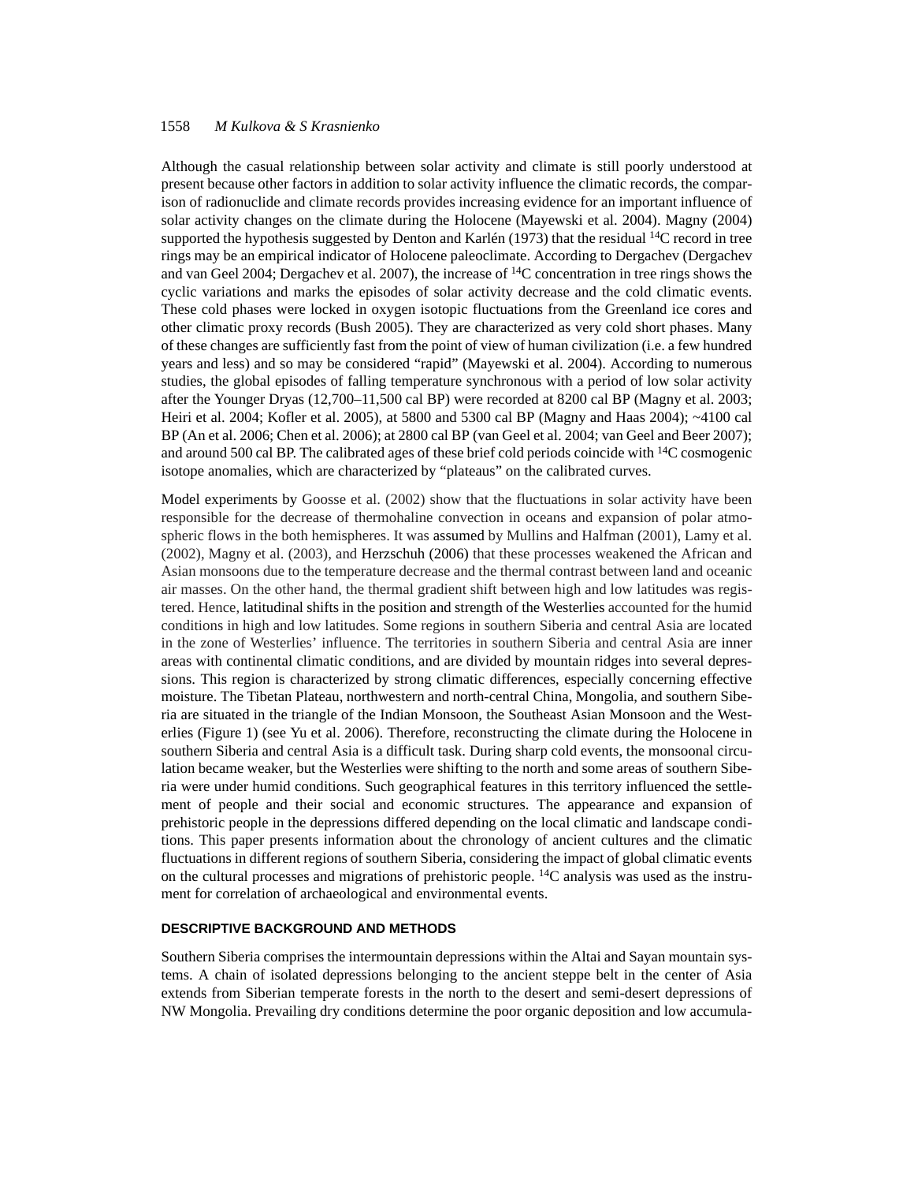Although the casual relationship between solar activity and climate is still poorly understood at present because other factors in addition to solar activity influence the climatic records, the comparison of radionuclide and climate records provides increasing evidence for an important influence of solar activity changes on the climate during the Holocene (Mayewski et al. 2004). Magny (2004) supported the hypothesis suggested by Denton and Karlén (1973) that the residual $^{14}$C record in tree rings may be an empirical indicator of Holocene paleoclimate. According to Dergachev (Dergachev and van Geel 2004; Dergachev et al. 2007), the increase of $^{14}$C concentration in tree rings shows the cyclic variations and marks the episodes of solar activity decrease and the cold climatic events. These cold phases were locked in oxygen isotopic fluctuations from the Greenland ice cores and other climatic proxy records (Bush 2005). They are characterized as very cold short phases. Many of these changes are sufficiently fast from the point of view of human civilization (i.e. a few hundred years and less) and so may be considered "rapid" (Mayewski et al. 2004). According to numerous studies, the global episodes of falling temperature synchronous with a period of low solar activity after the Younger Dryas (12,700–11,500 cal BP) were recorded at 8200 cal BP (Magny et al. 2003; Heiri et al. 2004; Kofler et al. 2005), at 5800 and 5300 cal BP (Magny and Haas 2004); ~4100 cal BP (An et al. 2006; Chen et al. 2006); at 2800 cal BP (van Geel et al. 2004; van Geel and Beer 2007); and around 500 cal BP. The calibrated ages of these brief cold periods coincide with $^{14}$C cosmogenic isotope anomalies, which are characterized by "plateaus" on the calibrated curves.

Model experiments by Goosse et al. (2002) show that the fluctuations in solar activity have been responsible for the decrease of thermohaline convection in oceans and expansion of polar atmospheric flows in the both hemispheres. It was assumed by Mullins and Halfman (2001), Lamy et al. (2002), Magny et al. (2003), and Herzschuh (2006) that these processes weakened the African and Asian monsoons due to the temperature decrease and the thermal contrast between land and oceanic air masses. On the other hand, the thermal gradient shift between high and low latitudes was registered. Hence, latitudinal shifts in the position and strength of the Westerlies accounted for the humid conditions in high and low latitudes. Some regions in southern Siberia and central Asia are located in the zone of Westerlies' influence. The territories in southern Siberia and central Asia are inner areas with continental climatic conditions, and are divided by mountain ridges into several depressions. This region is characterized by strong climatic differences, especially concerning effective moisture. The Tibetan Plateau, northwestern and north-central China, Mongolia, and southern Siberia are situated in the triangle of the Indian Monsoon, the Southeast Asian Monsoon and the Westerlies (Figure 1) (see Yu et al. 2006). Therefore, reconstructing the climate during the Holocene in southern Siberia and central Asia is a difficult task. During sharp cold events, the monsoonal circulation became weaker, but the Westerlies were shifting to the north and some areas of southern Siberia were under humid conditions. Such geographical features in this territory influenced the settlement of people and their social and economic structures. The appearance and expansion of prehistoric people in the depressions differed depending on the local climatic and landscape conditions. This paper presents information about the chronology of ancient cultures and the climatic fluctuations in different regions of southern Siberia, considering the impact of global climatic events on the cultural processes and migrations of prehistoric people. $^{14}$C analysis was used as the instrument for correlation of archaeological and environmental events.

## DESCRIPTIVE BACKGROUND AND METHODS

Southern Siberia comprises the intermountain depressions within the Altai and Sayan mountain systems. A chain of isolated depressions belonging to the ancient steppe belt in the center of Asia extends from Siberian temperate forests in the north to the desert and semi-desert depressions of NW Mongolia. Prevailing dry conditions determine the poor organic deposition and low accumula-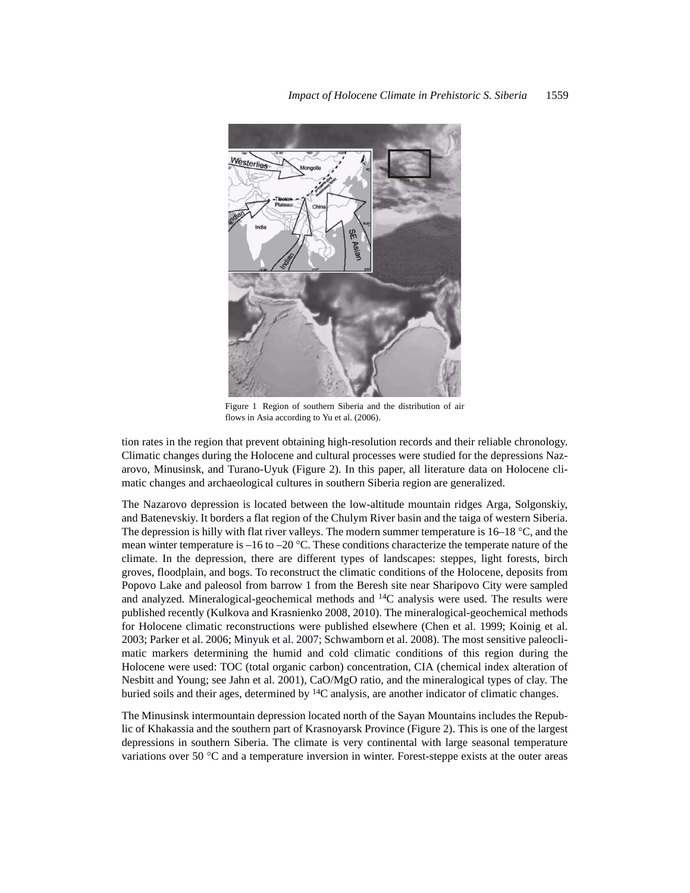Figure 1 Region of southern Siberia and the distribution of air flows in Asia according to Yu et al. (2006).

tion rates in the region that prevent obtaining high-resolution records and their reliable chronology. Climatic changes during the Holocene and cultural processes were studied for the depressions Nazarovo, Minusinsk, and Turano-Uyuk (Figure 2). In this paper, all literature data on Holocene climatic changes and archaeological cultures in southern Siberia region are generalized.

The Nazarovo depression is located between the low-altitude mountain ridges Arga, Solgonskiy, and Batenevskiy. It borders a flat region of the Chulym River basin and the taiga of western Siberia. The depression is hilly with flat river valleys. The modern summer temperature is 16–18 °C, and the mean winter temperature is –16 to –20 °C. These conditions characterize the temperate nature of the climate. In the depression, there are different types of landscapes: steppes, light forests, birch groves, floodplain, and bogs. To reconstruct the climatic conditions of the Holocene, deposits from Popovo Lake and paleosol from barrow 1 from the Beresh site near Sharipovo City were sampled and analyzed. Mineralogical-geochemical methods and $^{14}C$ analysis were used. The results were published recently (Kulkova and Krasnienko 2008, 2010). The mineralogical-geochemical methods for Holocene climatic reconstructions were published elsewhere (Chen et al. 1999; Koinig et al. 2003; Parker et al. 2006; Minyuk et al. 2007; Schwamborn et al. 2008). The most sensitive paleoclimatic markers determining the humid and cold climatic conditions of this region during the Holocene were used: TOC (total organic carbon) concentration, CIA (chemical index alteration of Nesbitt and Young; see Jahn et al. 2001), CaO/MgO ratio, and the mineralogical types of clay. The buried soils and their ages, determined by $^{14}C$ analysis, are another indicator of climatic changes.

The Minusinsk intermountain depression located north of the Sayan Mountains includes the Republic of Khakassia and the southern part of Krasnoyarsk Province (Figure 2). This is one of the largest depressions in southern Siberia. The climate is very continental with large seasonal temperature variations over 50 °C and a temperature inversion in winter. Forest-steppe exists at the outer areas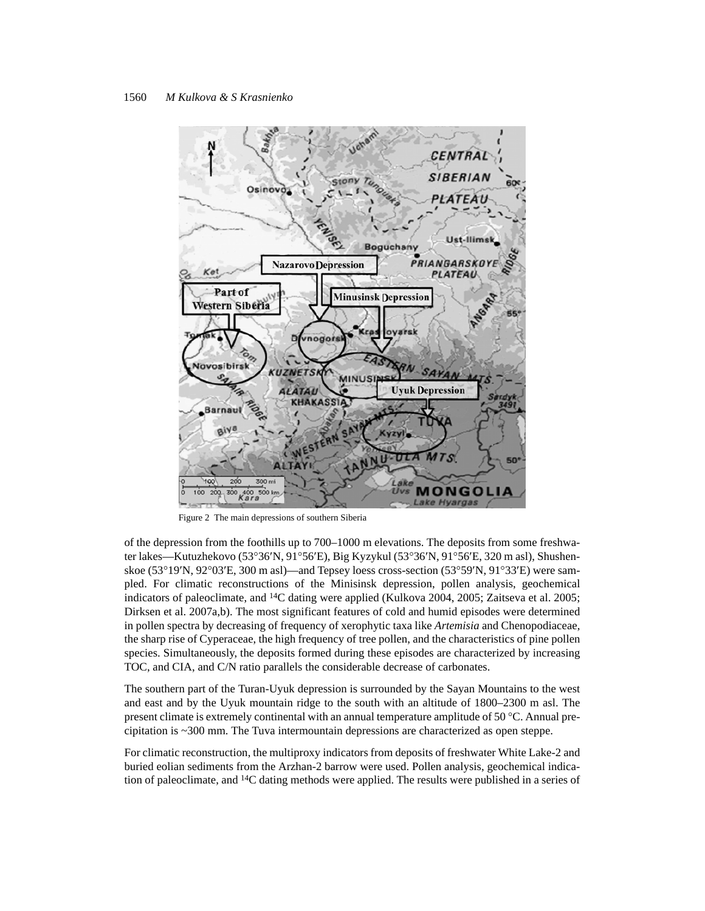Figure 2 The main depressions of southern Siberia

of the depression from the foothills up to 700–1000 m elevations. The deposits from some freshwater lakes—Kutuzhekovo (53°36′N, 91°56′E), Big Kyzykul (53°36′N, 91°56′E, 320 m asl), Shushenskoe (53°19′N, 92°03′E, 300 m asl)—and Tepsey loess cross-section (53°59′N, 91°33′E) were sampled. For climatic reconstructions of the Minisinsk depression, pollen analysis, geochemical indicators of paleoclimate, and $^{14}$C dating were applied (Kulkova 2004, 2005; Zaitseva et al. 2005; Dirksen et al. 2007a,b). The most significant features of cold and humid episodes were determined in pollen spectra by decreasing of frequency of xerophytic taxa like *Artemisia* and Chenopodiaceae, the sharp rise of Cyperaceae, the high frequency of tree pollen, and the characteristics of pine pollen species. Simultaneously, the deposits formed during these episodes are characterized by increasing TOC, and CIA, and C/N ratio parallels the considerable decrease of carbonates.

The southern part of the Turan-Uyuk depression is surrounded by the Sayan Mountains to the west and east and by the Uyuk mountain ridge to the south with an altitude of 1800–2300 m asl. The present climate is extremely continental with an annual temperature amplitude of 50 °C. Annual precipitation is ~300 mm. The Tuva intermountain depressions are characterized as open steppe.

For climatic reconstruction, the multiproxy indicators from deposits of freshwater White Lake-2 and buried eolian sediments from the Arzhan-2 barrow were used. Pollen analysis, geochemical indication of paleoclimate, and $^{14}$C dating methods were applied. The results were published in a series of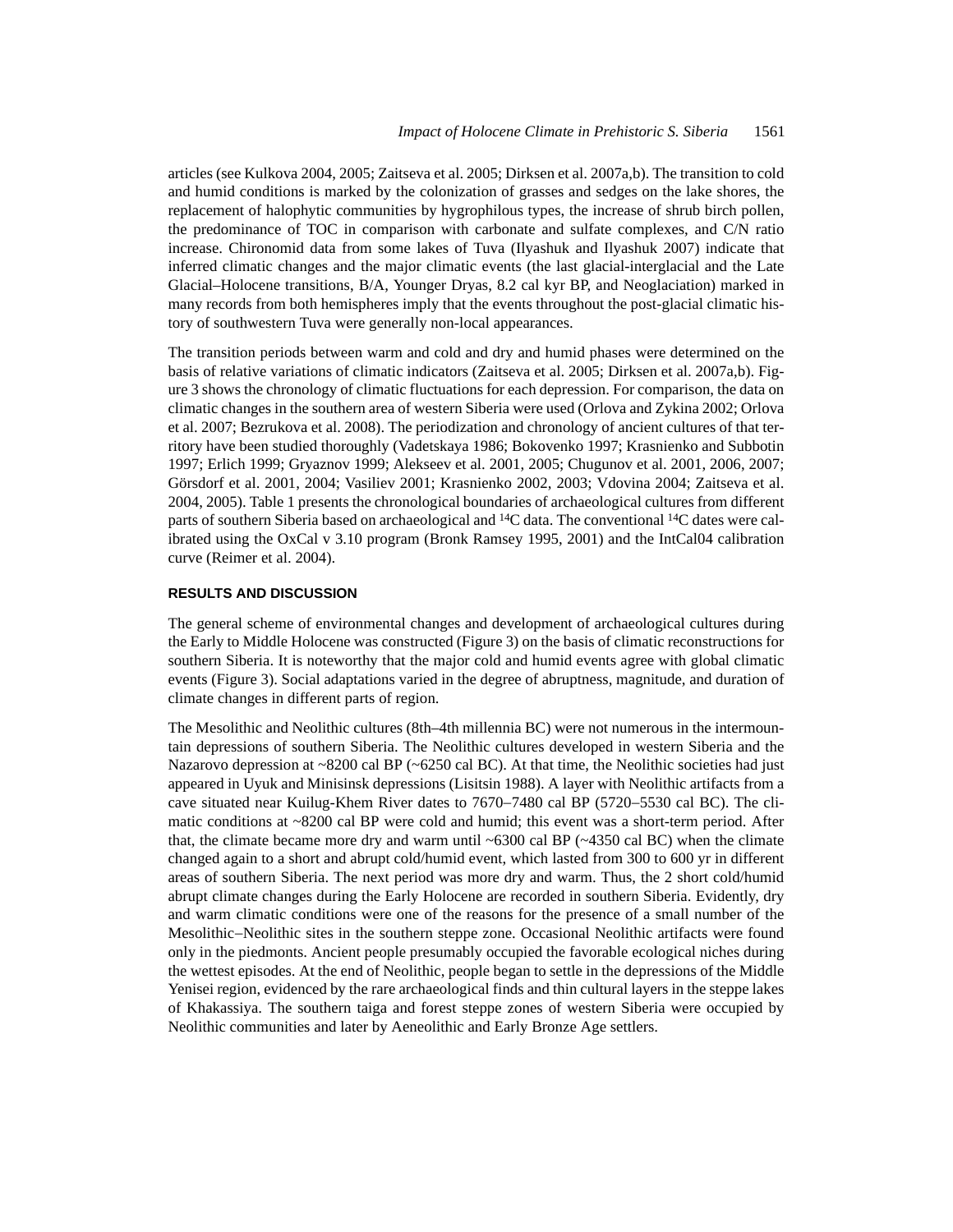articles (see Kulkova 2004, 2005; Zaitseva et al. 2005; Dirksen et al. 2007a,b). The transition to cold and humid conditions is marked by the colonization of grasses and sedges on the lake shores, the replacement of halophytic communities by hygrophilous types, the increase of shrub birch pollen, the predominance of TOC in comparison with carbonate and sulfate complexes, and C/N ratio increase. Chironomid data from some lakes of Tuva (Ilyashuk and Ilyashuk 2007) indicate that inferred climatic changes and the major climatic events (the last glacial-interglacial and the Late Glacial–Holocene transitions, B/A, Younger Dryas, 8.2 cal kyr BP, and Neoglaciation) marked in many records from both hemispheres imply that the events throughout the post-glacial climatic history of southwestern Tuva were generally non-local appearances.

The transition periods between warm and cold and dry and humid phases were determined on the basis of relative variations of climatic indicators (Zaitseva et al. 2005; Dirksen et al. 2007a,b). Figure 3 shows the chronology of climatic fluctuations for each depression. For comparison, the data on climatic changes in the southern area of western Siberia were used (Orlova and Zykina 2002; Orlova et al. 2007; Bezrukova et al. 2008). The periodization and chronology of ancient cultures of that territory have been studied thoroughly (Vadetskaya 1986; Bokovenko 1997; Krasnienko and Subbotin 1997; Erlich 1999; Gryaznov 1999; Alekseev et al. 2001, 2005; Chugunov et al. 2001, 2006, 2007; Görsdorf et al. 2001, 2004; Vasiliev 2001; Krasnienko 2002, 2003; Vdovina 2004; Zaitseva et al. 2004, 2005). Table 1 presents the chronological boundaries of archaeological cultures from different parts of southern Siberia based on archaeological and $^{14}$C data. The conventional $^{14}$C dates were calibrated using the OxCal v 3.10 program (Bronk Ramsey 1995, 2001) and the IntCal04 calibration curve (Reimer et al. 2004).

## RESULTS AND DISCUSSION

The general scheme of environmental changes and development of archaeological cultures during the Early to Middle Holocene was constructed (Figure 3) on the basis of climatic reconstructions for southern Siberia. It is noteworthy that the major cold and humid events agree with global climatic events (Figure 3). Social adaptations varied in the degree of abruptness, magnitude, and duration of climate changes in different parts of region.

The Mesolithic and Neolithic cultures (8th–4th millennia BC) were not numerous in the intermountain depressions of southern Siberia. The Neolithic cultures developed in western Siberia and the Nazarovo depression at ~8200 cal BP (~6250 cal BC). At that time, the Neolithic societies had just appeared in Uyuk and Minisinsk depressions (Lisitsin 1988). A layer with Neolithic artifacts from a cave situated near Kuilug-Khem River dates to 7670–7480 cal BP (5720–5530 cal BC). The climatic conditions at ~8200 cal BP were cold and humid; this event was a short-term period. After that, the climate became more dry and warm until ~6300 cal BP (~4350 cal BC) when the climate changed again to a short and abrupt cold/humid event, which lasted from 300 to 600 yr in different areas of southern Siberia. The next period was more dry and warm. Thus, the 2 short cold/humid abrupt climate changes during the Early Holocene are recorded in southern Siberia. Evidently, dry and warm climatic conditions were one of the reasons for the presence of a small number of the Mesolithic–Neolithic sites in the southern steppe zone. Occasional Neolithic artifacts were found only in the piedmonts. Ancient people presumably occupied the favorable ecological niches during the wettest episodes. At the end of Neolithic, people began to settle in the depressions of the Middle Yenisei region, evidenced by the rare archaeological finds and thin cultural layers in the steppe lakes of Khakassiya. The southern taiga and forest steppe zones of western Siberia were occupied by Neolithic communities and later by Aeneolithic and Early Bronze Age settlers.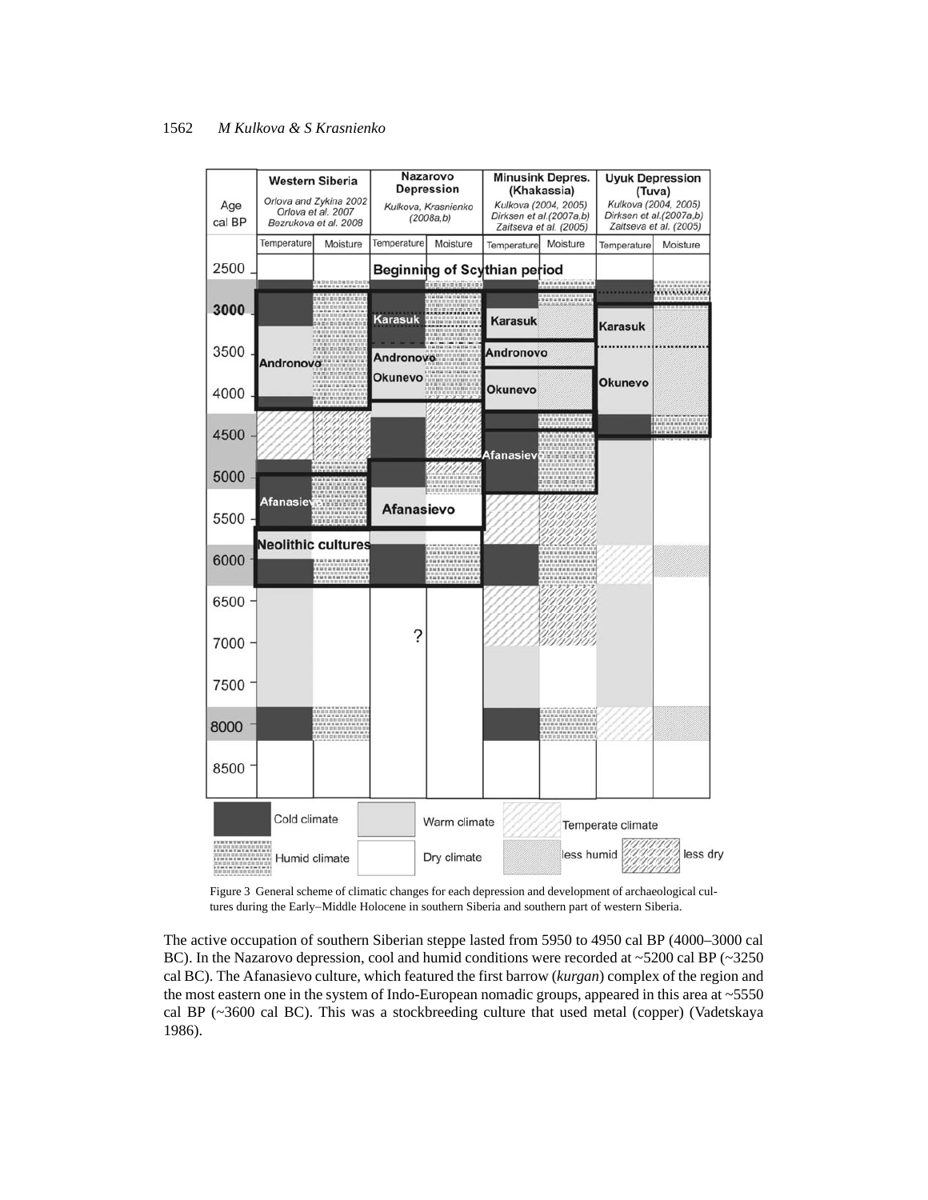Figure 3 General scheme of climatic changes for each depression and development of archaeological cultures during the Early–Middle Holocene in southern Siberia and southern part of western Siberia.

The active occupation of southern Siberian steppe lasted from 5950 to 4950 cal BP (4000–3000 cal BC). In the Nazarovo depression, cool and humid conditions were recorded at ~5200 cal BP (~3250 cal BC). The Afanasievo culture, which featured the first barrow (*kurgan*) complex of the region and the most eastern one in the system of Indo-European nomadic groups, appeared in this area at ~5550 cal BP (~3600 cal BC). This was a stockbreeding culture that used metal (copper) (Vadetskaya 1986).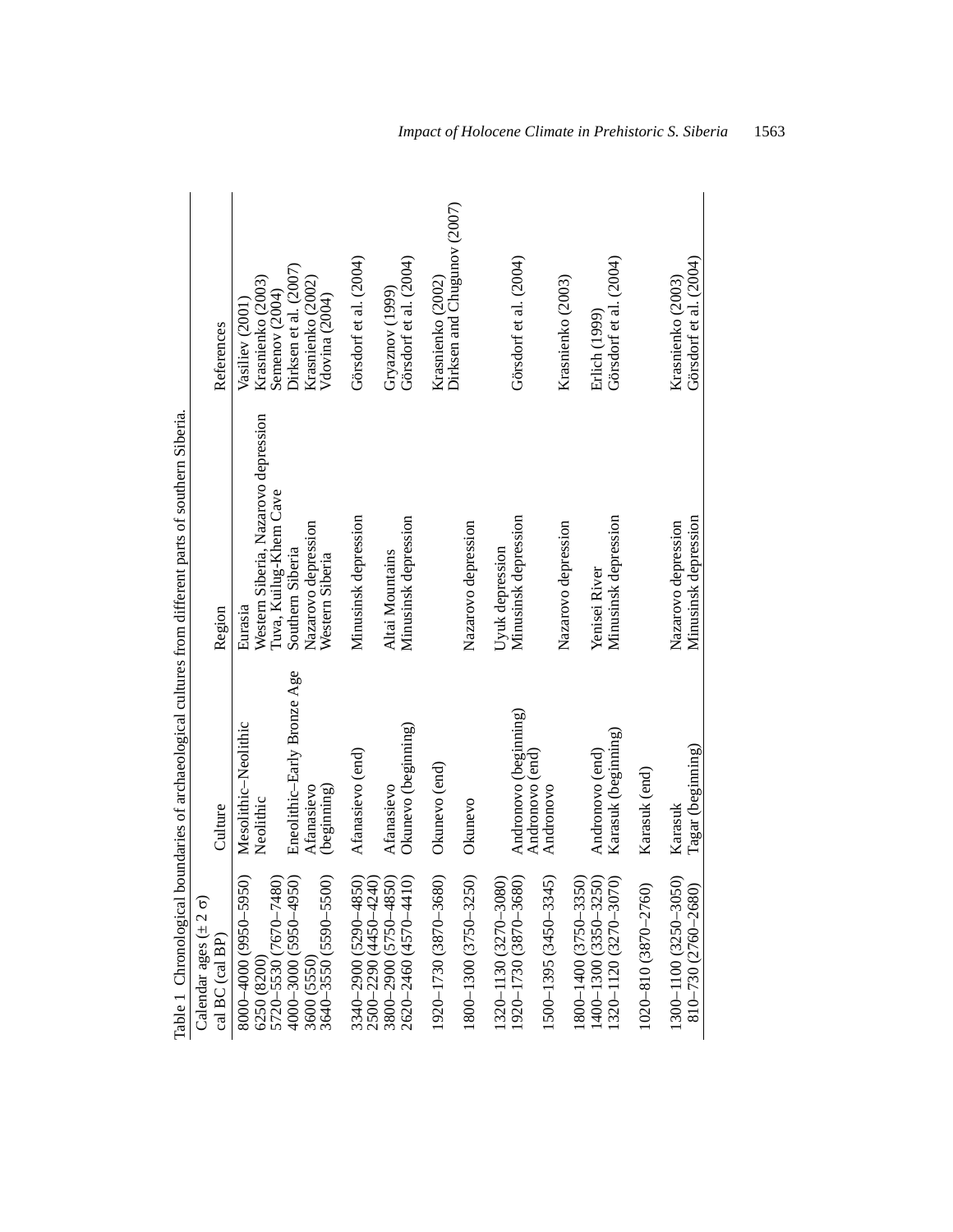Table 1 Chronological boundaries of archaeological cultures from different parts of southern Siberia.

| Calendar ages (± 2 σ) cal BC (cal BP) | Culture | Region | References |
|---|---|---|---|
| 8000–4000 (9950–5950) | Mesolithic–Neolithic | Eurasia | Vasiliev (2001) |
| 6250 (8200) | Neolithic | Western Siberia, Nazarovo depression | Krasnienko (2003) |
| 5720–5530 (7670–7480) | | Tuva, Kuilug-Khem Cave | Semenov (2004) |
| 4000–3000 (5950–4950) | Eneolithic–Early Bronze Age | Southern Siberia | Dirksen et al. (2007) |
| 3600 (5550) | Afanasievo | Nazarovo depression | Krasnienko (2002) |
| 3640–3550 (5590–5500) | (beginning) | Western Siberia | Vdovina (2004) |
| 3340–2900 (5290–4850) | Afanasievo (end) | Minusinsk depression | Görsdorf et al. (2004) |
| 2500–2290 (4450–4240) | | | |
| 3800–2900 (5750–4850) | Afanasievo | Altai Mountains | Gryaznov (1999) |
| 2620–2460 (4570–4410) | Okunevo (beginning) | Minusinsk depression | Görsdorf et al. (2004) |
| 1920–1730 (3870–3680) | Okunevo (end) | | |
| 1800–1300 (3750–3250) | Okunevo | Nazarovo depression | Krasnienko (2002) Dirksen and Chugunov (2007) |
| 1320–1130 (3270–3080) | | Uyuk depression | |
| 1920–1730 (3870–3680) | Andronovo (beginning) | Minusinsk depression | Görsdorf et al. (2004) |
| | Andronovo (end) | | |
| 1500–1395 (3450–3345) | Andronovo | Nazarovo depression | Krasnienko (2003) |
| 1800–1400 (3750–3350) | | | |
| 1400–1300 (3350–3250) | Andronovo (end) | Yenisei River | Erlich (1999) |
| 1320–1120 (3270–3070) | Karasuk (beginning) | Minusinsk depression | Görsdorf et al. (2004) |
| 1020–810 (3870–2760) | Karasuk (end) | | |
| 1300–1100 (3250–3050) | Karasuk | Nazarovo depression | Krasnienko (2003) |
| 810–730 (2760–2680) | Tagar (beginning) | Minusinsk depression | Görsdorf et al. (2004) |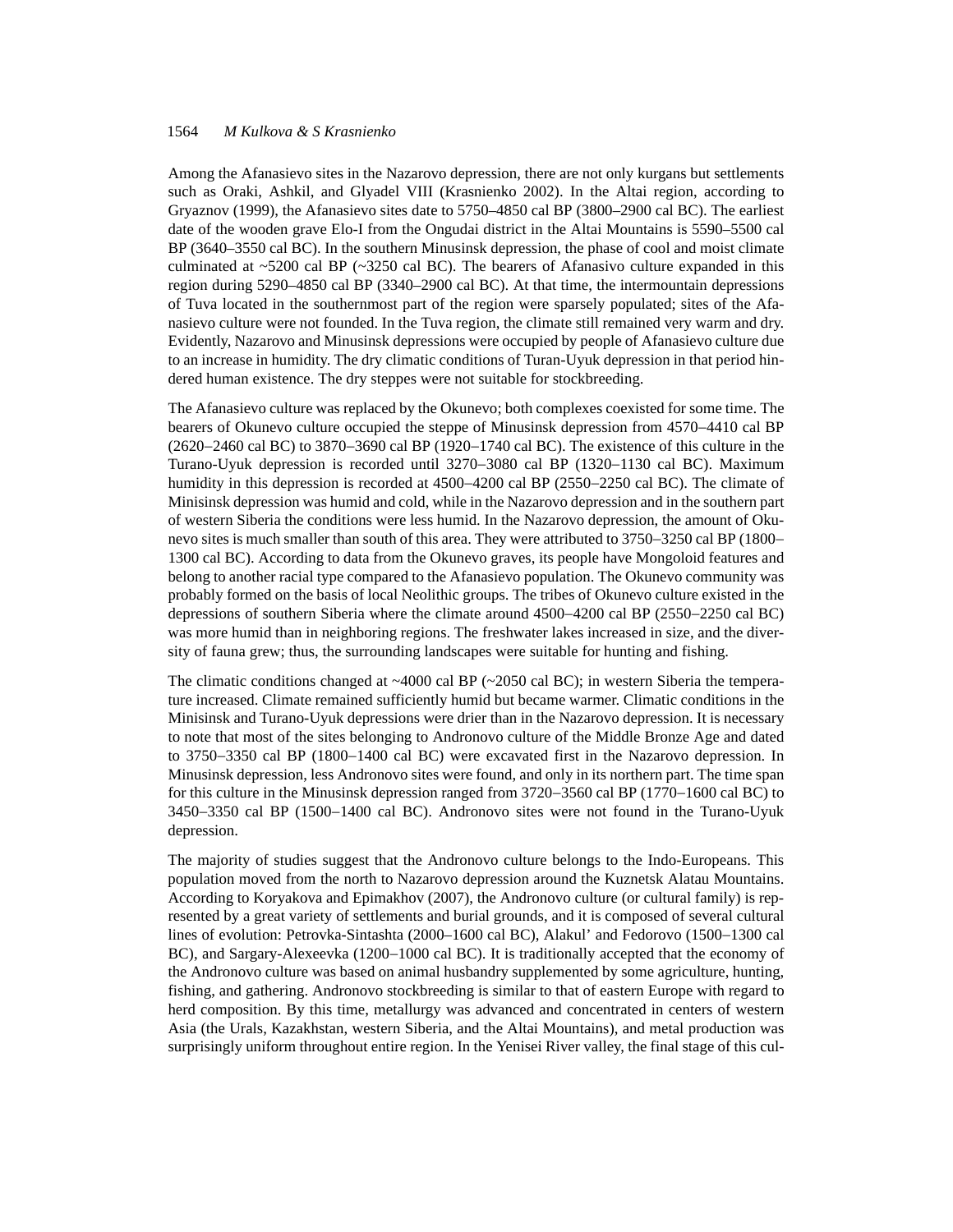Among the Afanasievo sites in the Nazarovo depression, there are not only kurgans but settlements such as Oraki, Ashkil, and Glyadel VIII (Krasnienko 2002). In the Altai region, according to Gryaznov (1999), the Afanasievo sites date to 5750–4850 cal BP (3800–2900 cal BC). The earliest date of the wooden grave Elo-I from the Ongudai district in the Altai Mountains is 5590–5500 cal BP (3640–3550 cal BC). In the southern Minusinsk depression, the phase of cool and moist climate culminated at ~5200 cal BP (~3250 cal BC). The bearers of Afanasivo culture expanded in this region during 5290–4850 cal BP (3340–2900 cal BC). At that time, the intermountain depressions of Tuva located in the southernmost part of the region were sparsely populated; sites of the Afanasievo culture were not founded. In the Tuva region, the climate still remained very warm and dry. Evidently, Nazarovo and Minusinsk depressions were occupied by people of Afanasievo culture due to an increase in humidity. The dry climatic conditions of Turan-Uyuk depression in that period hindered human existence. The dry steppes were not suitable for stockbreeding.

The Afanasievo culture was replaced by the Okunevo; both complexes coexisted for some time. The bearers of Okunevo culture occupied the steppe of Minusinsk depression from 4570–4410 cal BP (2620–2460 cal BC) to 3870–3690 cal BP (1920–1740 cal BC). The existence of this culture in the Turano-Uyuk depression is recorded until 3270–3080 cal BP (1320–1130 cal BC). Maximum humidity in this depression is recorded at 4500–4200 cal BP (2550–2250 cal BC). The climate of Minisinsk depression was humid and cold, while in the Nazarovo depression and in the southern part of western Siberia the conditions were less humid. In the Nazarovo depression, the amount of Okunevo sites is much smaller than south of this area. They were attributed to 3750–3250 cal BP (1800–1300 cal BC). According to data from the Okunevo graves, its people have Mongoloid features and belong to another racial type compared to the Afanasievo population. The Okunevo community was probably formed on the basis of local Neolithic groups. The tribes of Okunevo culture existed in the depressions of southern Siberia where the climate around 4500–4200 cal BP (2550–2250 cal BC) was more humid than in neighboring regions. The freshwater lakes increased in size, and the diversity of fauna grew; thus, the surrounding landscapes were suitable for hunting and fishing.

The climatic conditions changed at ~4000 cal BP (~2050 cal BC); in western Siberia the temperature increased. Climate remained sufficiently humid but became warmer. Climatic conditions in the Minisinsk and Turano-Uyuk depressions were drier than in the Nazarovo depression. It is necessary to note that most of the sites belonging to Andronovo culture of the Middle Bronze Age and dated to 3750–3350 cal BP (1800–1400 cal BC) were excavated first in the Nazarovo depression. In Minusinsk depression, less Andronovo sites were found, and only in its northern part. The time span for this culture in the Minusinsk depression ranged from 3720–3560 cal BP (1770–1600 cal BC) to 3450–3350 cal BP (1500–1400 cal BC). Andronovo sites were not found in the Turano-Uyuk depression.

The majority of studies suggest that the Andronovo culture belongs to the Indo-Europeans. This population moved from the north to Nazarovo depression around the Kuznetsk Alatau Mountains. According to Koryakova and Epimakhov (2007), the Andronovo culture (or cultural family) is represented by a great variety of settlements and burial grounds, and it is composed of several cultural lines of evolution: Petrovka-Sintashta (2000–1600 cal BC), Alakul' and Fedorovo (1500–1300 cal BC), and Sargary-Alexeevka (1200–1000 cal BC). It is traditionally accepted that the economy of the Andronovo culture was based on animal husbandry supplemented by some agriculture, hunting, fishing, and gathering. Andronovo stockbreeding is similar to that of eastern Europe with regard to herd composition. By this time, metallurgy was advanced and concentrated in centers of western Asia (the Urals, Kazakhstan, western Siberia, and the Altai Mountains), and metal production was surprisingly uniform throughout entire region. In the Yenisei River valley, the final stage of this cul-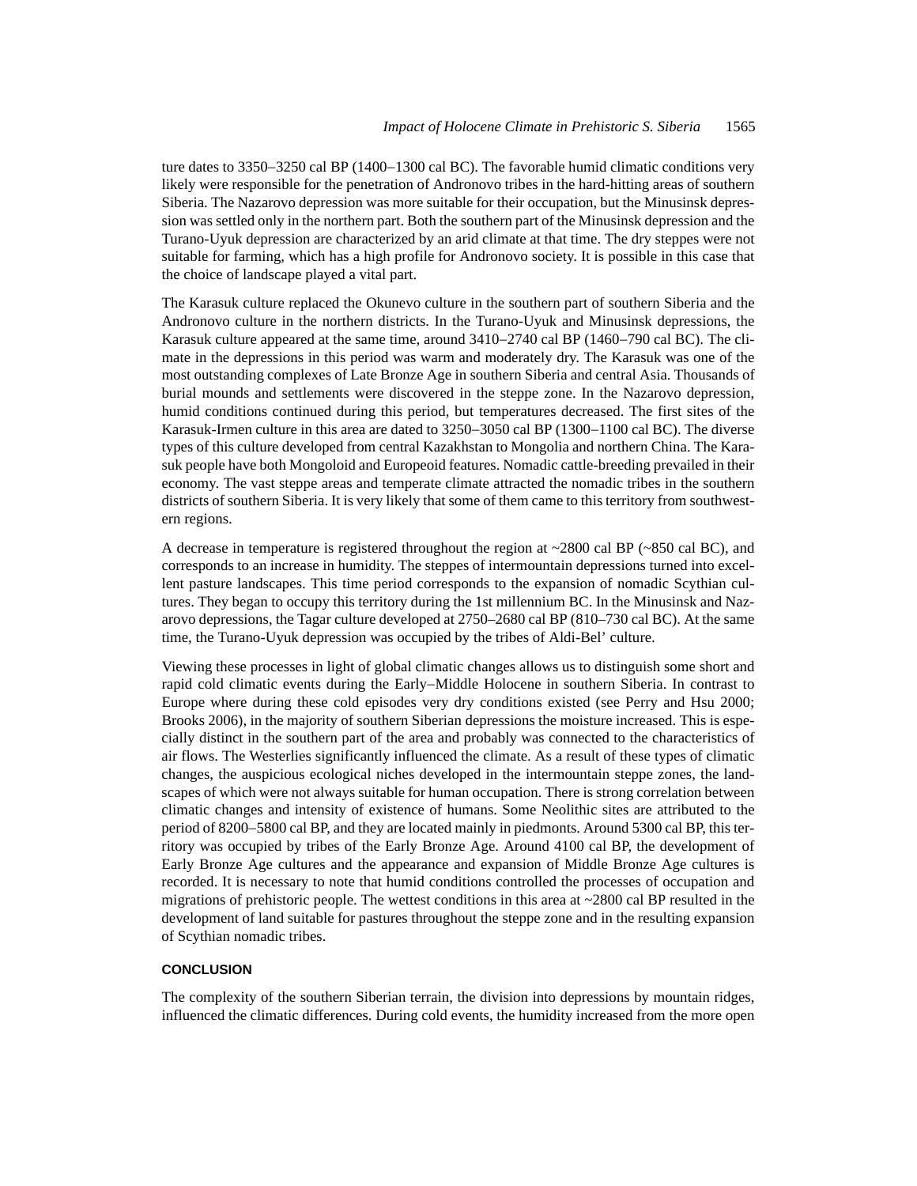ture dates to 3350–3250 cal BP (1400–1300 cal BC). The favorable humid climatic conditions very likely were responsible for the penetration of Andronovo tribes in the hard-hitting areas of southern Siberia. The Nazarovo depression was more suitable for their occupation, but the Minusinsk depression was settled only in the northern part. Both the southern part of the Minusinsk depression and the Turano-Uyuk depression are characterized by an arid climate at that time. The dry steppes were not suitable for farming, which has a high profile for Andronovo society. It is possible in this case that the choice of landscape played a vital part.

The Karasuk culture replaced the Okunevo culture in the southern part of southern Siberia and the Andronovo culture in the northern districts. In the Turano-Uyuk and Minusinsk depressions, the Karasuk culture appeared at the same time, around 3410–2740 cal BP (1460–790 cal BC). The climate in the depressions in this period was warm and moderately dry. The Karasuk was one of the most outstanding complexes of Late Bronze Age in southern Siberia and central Asia. Thousands of burial mounds and settlements were discovered in the steppe zone. In the Nazarovo depression, humid conditions continued during this period, but temperatures decreased. The first sites of the Karasuk-Irmen culture in this area are dated to 3250–3050 cal BP (1300–1100 cal BC). The diverse types of this culture developed from central Kazakhstan to Mongolia and northern China. The Karasuk people have both Mongoloid and Europeoid features. Nomadic cattle-breeding prevailed in their economy. The vast steppe areas and temperate climate attracted the nomadic tribes in the southern districts of southern Siberia. It is very likely that some of them came to this territory from southwestern regions.

A decrease in temperature is registered throughout the region at ~2800 cal BP (~850 cal BC), and corresponds to an increase in humidity. The steppes of intermountain depressions turned into excellent pasture landscapes. This time period corresponds to the expansion of nomadic Scythian cultures. They began to occupy this territory during the 1st millennium BC. In the Minusinsk and Nazarovo depressions, the Tagar culture developed at 2750–2680 cal BP (810–730 cal BC). At the same time, the Turano-Uyuk depression was occupied by the tribes of Aldi-Bel' culture.

Viewing these processes in light of global climatic changes allows us to distinguish some short and rapid cold climatic events during the Early–Middle Holocene in southern Siberia. In contrast to Europe where during these cold episodes very dry conditions existed (see Perry and Hsu 2000; Brooks 2006), in the majority of southern Siberian depressions the moisture increased. This is especially distinct in the southern part of the area and probably was connected to the characteristics of air flows. The Westerlies significantly influenced the climate. As a result of these types of climatic changes, the auspicious ecological niches developed in the intermountain steppe zones, the landscapes of which were not always suitable for human occupation. There is strong correlation between climatic changes and intensity of existence of humans. Some Neolithic sites are attributed to the period of 8200–5800 cal BP, and they are located mainly in piedmonts. Around 5300 cal BP, this territory was occupied by tribes of the Early Bronze Age. Around 4100 cal BP, the development of Early Bronze Age cultures and the appearance and expansion of Middle Bronze Age cultures is recorded. It is necessary to note that humid conditions controlled the processes of occupation and migrations of prehistoric people. The wettest conditions in this area at ~2800 cal BP resulted in the development of land suitable for pastures throughout the steppe zone and in the resulting expansion of Scythian nomadic tribes.

## CONCLUSION

The complexity of the southern Siberian terrain, the division into depressions by mountain ridges, influenced the climatic differences. During cold events, the humidity increased from the more open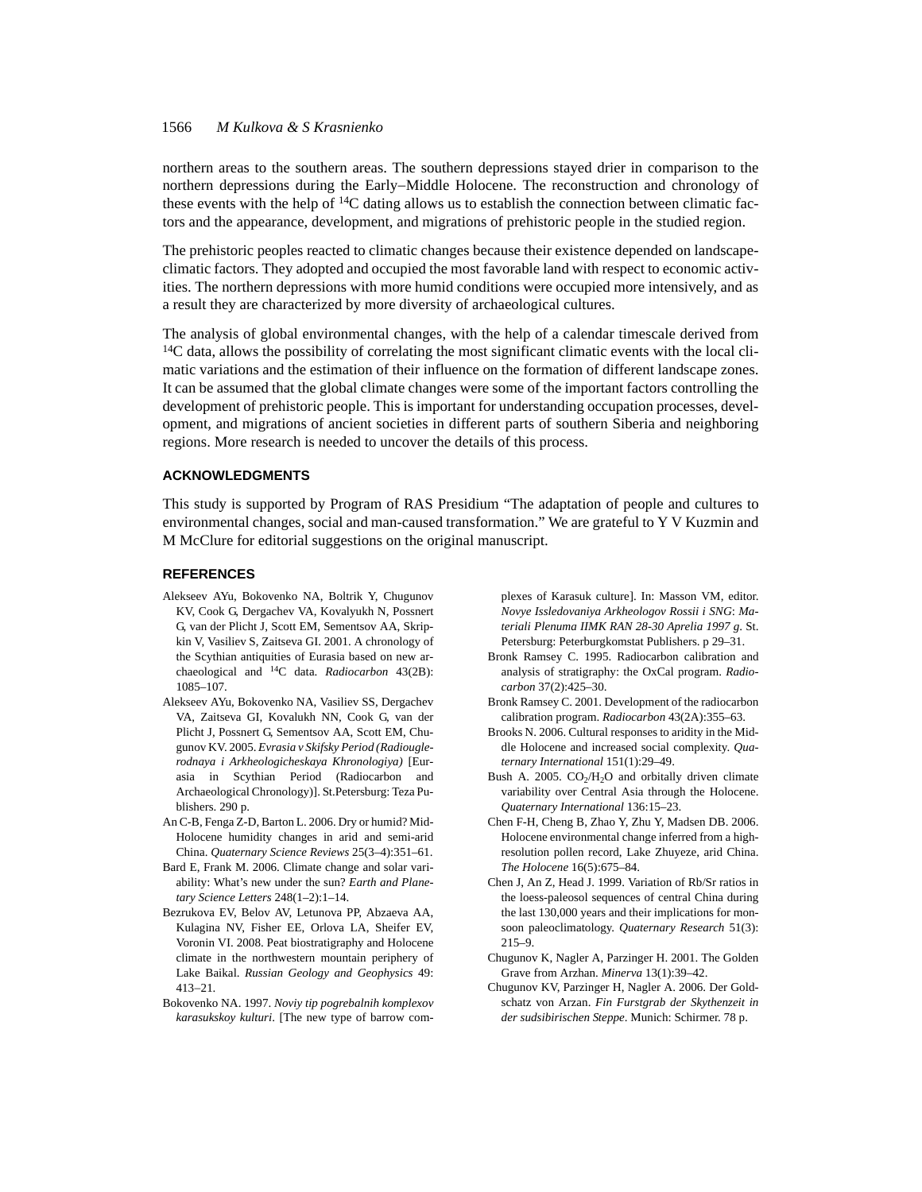northern areas to the southern areas. The southern depressions stayed drier in comparison to the northern depressions during the Early–Middle Holocene. The reconstruction and chronology of these events with the help of $^{14}$C dating allows us to establish the connection between climatic factors and the appearance, development, and migrations of prehistoric people in the studied region.

The prehistoric peoples reacted to climatic changes because their existence depended on landscape-climatic factors. They adopted and occupied the most favorable land with respect to economic activities. The northern depressions with more humid conditions were occupied more intensively, and as a result they are characterized by more diversity of archaeological cultures.

The analysis of global environmental changes, with the help of a calendar timescale derived from $^{14}$C data, allows the possibility of correlating the most significant climatic events with the local climatic variations and the estimation of their influence on the formation of different landscape zones. It can be assumed that the global climate changes were some of the important factors controlling the development of prehistoric people. This is important for understanding occupation processes, development, and migrations of ancient societies in different parts of southern Siberia and neighboring regions. More research is needed to uncover the details of this process.

## ACKNOWLEDGMENTS

This study is supported by Program of RAS Presidium "The adaptation of people and cultures to environmental changes, social and man-caused transformation." We are grateful to Y V Kuzmin and M McClure for editorial suggestions on the original manuscript.

## REFERENCES

Alekseev AYu, Bokovenko NA, Boltrik Y, Chugunov KV, Cook G, Dergachev VA, Kovalyukh N, Possnert G, van der Plicht J, Scott EM, Sementsov AA, Skripkin V, Vasiliev S, Zaitseva GI. 2001. A chronology of the Scythian antiquities of Eurasia based on new archaeological and $^{14}$C data. *Radiocarbon* 43(2B): 1085–107.

Alekseev AYu, Bokovenko NA, Vasiliev SS, Dergachev VA, Zaitseva GI, Kovalukh NN, Cook G, van der Plicht J, Possnert G, Sementsov AA, Scott EM, Chugunov KV. 2005. *Evrasia v Skifsky Period (Radiouglerodnaya i Arkheologicheskaya Khronologiya)* [Eurasia in Scythian Period (Radiocarbon and Archaeological Chronology)]. St.Petersburg: Teza Publishers. 290 p.

An C-B, Fenga Z-D, Barton L. 2006. Dry or humid? Mid-Holocene humidity changes in arid and semi-arid China. *Quaternary Science Reviews* 25(3–4):351–61.

Bard E, Frank M. 2006. Climate change and solar variability: What's new under the sun? *Earth and Planetary Science Letters* 248(1–2):1–14.

Bezrukova EV, Belov AV, Letunova PP, Abzaeva AA, Kulagina NV, Fisher EE, Orlova LA, Sheifer EV, Voronin VI. 2008. Peat biostratigraphy and Holocene climate in the northwestern mountain periphery of Lake Baikal. *Russian Geology and Geophysics* 49: 413–21.

Bokovenko NA. 1997. *Noviy tip pogrebalnih komplexov karasukskoy kulturi*. [The new type of barrow complexes of Karasuk culture]. In: Masson VM, editor. *Novye Issledovaniya Arkheologov Rossii i SNG*: *Materiali Plenuma IIMK RAN 28-30 Aprelia 1997 g*. St. Petersburg: Peterburgkomstat Publishers. p 29–31.

Bronk Ramsey C. 1995. Radiocarbon calibration and analysis of stratigraphy: the OxCal program. *Radiocarbon* 37(2):425–30.

Bronk Ramsey C. 2001. Development of the radiocarbon calibration program. *Radiocarbon* 43(2A):355–63.

Brooks N. 2006. Cultural responses to aridity in the Middle Holocene and increased social complexity. *Quaternary International* 151(1):29–49.

Bush A. 2005. $CO_2/H_2O$ and orbitally driven climate variability over Central Asia through the Holocene. *Quaternary International* 136:15–23.

Chen F-H, Cheng B, Zhao Y, Zhu Y, Madsen DB. 2006. Holocene environmental change inferred from a high-resolution pollen record, Lake Zhuyeze, arid China. *The Holocene* 16(5):675–84.

Chen J, An Z, Head J. 1999. Variation of Rb/Sr ratios in the loess-paleosol sequences of central China during the last 130,000 years and their implications for monsoon paleoclimatology. *Quaternary Research* 51(3): 215–9.

Chugunov K, Nagler A, Parzinger H. 2001. The Golden Grave from Arzhan. *Minerva* 13(1):39–42.

Chugunov KV, Parzinger H, Nagler A. 2006. Der Goldschatz von Arzan. *Fin Furstgrab der Skythenzeit in der sudsibirischen Steppe*. Munich: Schirmer. 78 p.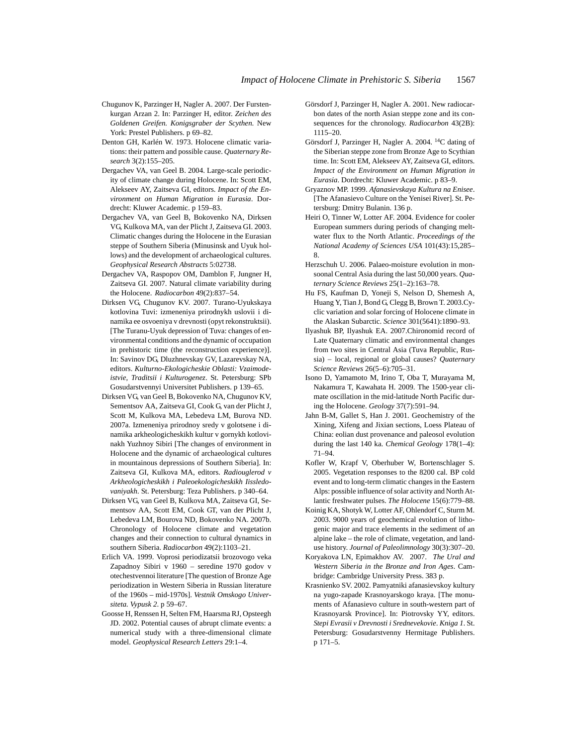Chugunov K, Parzinger H, Nagler A. 2007. Der Furstenkurgan Arzan 2. In: Parzinger H, editor. *Zeichen des Goldenen Greifen. Konigsgraber der Scythen.* New York: Prestel Publishers. p 69–82.

Denton GH, Karlén W. 1973. Holocene climatic variations: their pattern and possible cause. *Quaternary Research* 3(2):155–205.

Dergachev VA, van Geel B. 2004. Large-scale periodicity of climate change during Holocene. In: Scott EM, Alekseev AY, Zaitseva GI, editors. *Impact of the Environment on Human Migration in Eurasia*. Dordrecht: Kluwer Academic. p 159–83.

Dergachev VA, van Geel B, Bokovenko NA, Dirksen VG, Kulkova MA, van der Plicht J, Zaitseva GI. 2003. Climatic changes during the Holocene in the Eurasian steppe of Southern Siberia (Minusinsk and Uyuk hollows) and the development of archaeological cultures. *Geophysical Research Abstracts* 5:02738.

Dergachev VA, Raspopov OM, Damblon F, Jungner H, Zaitseva GI. 2007. Natural climate variability during the Holocene. *Radiocarbon* 49(2):837–54.

Dirksen VG, Chugunov KV. 2007. Turano-Uyukskaya kotlovina Tuvi: izmeneniya prirodnykh uslovii i dinamika ee osvoeniya v drevnosti (opyt rekonstruktsii). [The Turanu-Uyuk depression of Tuva: changes of environmental conditions and the dynamic of occupation in prehistoric time (the reconstruction experience)]. In: Savinov DG, Dluzhnevskay GV, Lazarevskay NA, editors. *Kulturno-Ekologicheskie Oblasti: Vzaimodeistvie, Traditsii i Kulturogenez*. St. Petersburg: SPb Gosudarstvennyi Universitet Publishers. p 139–65.

Dirksen VG, van Geel B, Bokovenko NA, Chugunov KV, Sementsov AA, Zaitseva GI, Cook G, van der Plicht J, Scott M, Kulkova MA, Lebedeva LM, Burova ND. 2007a. Izmeneniya prirodnoy sredy v golotsene i dinamika arkheologicheskikh kultur v gornykh kotlovinakh Yuzhnoy Sibiri [The changes of environment in Holocene and the dynamic of archaeological cultures in mountainous depressions of Southern Siberia]. In: Zaitseva GI, Kulkova MA, editors. *Radiouglerod v Arkheologicheskikh i Paleoekologicheskikh Iissledovaniyakh*. St. Petersburg: Teza Publishers. p 340–64.

Dirksen VG, van Geel B, Kulkova MA, Zaitseva GI, Sementsov AA, Scott EM, Cook GT, van der Plicht J, Lebedeva LM, Bourova ND, Bokovenko NA. 2007b. Chronology of Holocene climate and vegetation changes and their connection to cultural dynamics in southern Siberia. *Radiocarbon* 49(2):1103–21.

Erlich VA. 1999. Voprosi periodizatsii brozovogo veka Zapadnoy Sibiri v 1960 – seredine 1970 godov v otechestvennoi literature [The question of Bronze Age periodization in Western Siberia in Russian literature of the 1960s – mid-1970s]. *Vestnik Omskogo Universiteta. Vypusk 2*. p 59–67.

Goosse H, Renssen H, Selten FM, Haarsma RJ, Opsteegh JD. 2002. Potential causes of abrupt climate events: a numerical study with a three-dimensional climate model. *Geophysical Research Letters* 29:1–4.

Görsdorf J, Parzinger H, Nagler A. 2001. New radiocarbon dates of the north Asian steppe zone and its consequences for the chronology. *Radiocarbon* 43(2B): 1115–20.

Görsdorf J, Parzinger H, Nagler A. 2004. $^{14}$C dating of the Siberian steppe zone from Bronze Age to Scythian time. In: Scott EM, Alekseev AY, Zaitseva GI, editors. *Impact of the Environment on Human Migration in Eurasia*. Dordrecht: Kluwer Academic. p 83–9.

Gryaznov MP. 1999. *Afanasievskaya Kultura na Enisee*. [The Afanasievo Culture on the Yenisei River]. St. Petersburg: Dmitry Bulanin. 136 p.

Heiri O, Tinner W, Lotter AF. 2004. Evidence for cooler European summers during periods of changing meltwater flux to the North Atlantic. *Proceedings of the National Academy of Sciences USA* 101(43):15,285–8.

Herzschuh U. 2006. Palaeo-moisture evolution in monsoonal Central Asia during the last 50,000 years. *Quaternary Science Reviews* 25(1–2):163–78.

Hu FS, Kaufman D, Yoneji S, Nelson D, Shemesh A, Huang Y, Tian J, Bond G, Clegg B, Brown T. 2003.Cyclic variation and solar forcing of Holocene climate in the Alaskan Subarctic. *Science* 301(5641):1890–93.

Ilyashuk BP, Ilyashuk EA. 2007.Chironomid record of Late Quaternary climatic and environmental changes from two sites in Central Asia (Tuva Republic, Russia) – local, regional or global causes? *Quaternary Science Reviews* 26(5–6):705–31.

Isono D, Yamamoto M, Irino T, Oba T, Murayama M, Nakamura T, Kawahata H. 2009. The 1500-year climate oscillation in the mid-latitude North Pacific during the Holocene. *Geology* 37(7):591–94.

Jahn B-M, Gallet S, Han J. 2001. Geochemistry of the Xining, Xifeng and Jixian sections, Loess Plateau of China: eolian dust provenance and paleosol evolution during the last 140 ka. *Chemical Geology* 178(1–4): 71–94.

Kofler W, Krapf V, Oberhuber W, Bortenschlager S. 2005. Vegetation responses to the 8200 cal. BP cold event and to long-term climatic changes in the Eastern Alps: possible influence of solar activity and North Atlantic freshwater pulses. *The Holocene* 15(6):779–88.

Koinig KA, Shotyk W, Lotter AF, Ohlendorf C, Sturm M. 2003. 9000 years of geochemical evolution of lithogenic major and trace elements in the sediment of an alpine lake – the role of climate, vegetation, and landuse history. *Journal of Paleolimnology* 30(3):307–20.

Koryakova LN, Epimakhov AV. 2007. *The Ural and Western Siberia in the Bronze and Iron Ages*. Cambridge: Cambridge University Press. 383 p.

Krasnienko SV. 2002. Pamyatniki afanasievskoy kultury na yugo-zapade Krasnoyarskogo kraya. [The monuments of Afanasievo culture in south-western part of Krasnoyarsk Province]. In: Piotrovsky YY, editors. *Stepi Evrasii v Drevnosti i Srednevekovie*. *Kniga 1*. St. Petersburg: Gosudarstvenny Hermitage Publishers. p 171–5.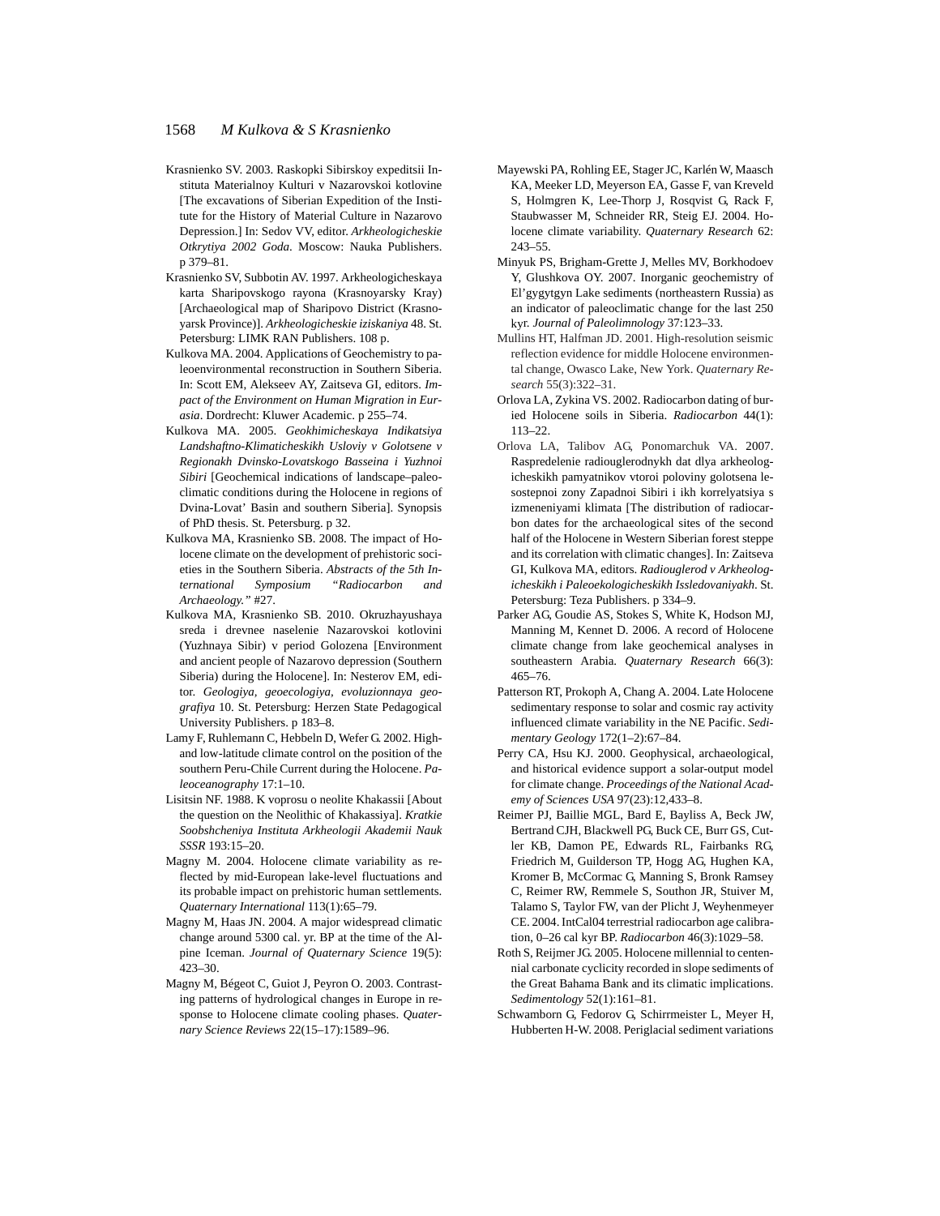Krasnienko SV. 2003. Raskopki Sibirskoy expeditsii Instituta Materialnoy Kulturi v Nazarovskoi kotlovine [The excavations of Siberian Expedition of the Institute for the History of Material Culture in Nazarovo Depression.] In: Sedov VV, editor. *Arkheologicheskie Otkrytiya 2002 Goda*. Moscow: Nauka Publishers. p 379–81.

Krasnienko SV, Subbotin AV. 1997. Arkheologicheskaya karta Sharipovskogo rayona (Krasnoyarsky Kray) [Archaeological map of Sharipovo District (Krasnoyarsk Province)]. *Arkheologicheskie iziskaniya* 48. St. Petersburg: LIMK RAN Publishers. 108 p.

Kulkova MA. 2004. Applications of Geochemistry to paleoenvironmental reconstruction in Southern Siberia. In: Scott EM, Alekseev AY, Zaitseva GI, editors. *Impact of the Environment on Human Migration in Eurasia*. Dordrecht: Kluwer Academic. p 255–74.

Kulkova MA. 2005. *Geokhimicheskaya Indikatsiya Landshaftno-Klimaticheskikh Usloviy v Golotsene v Regionakh Dvinsko-Lovatskogo Basseina i Yuzhnoi Sibiri* [Geochemical indications of landscape–paleoclimatic conditions during the Holocene in regions of Dvina-Lovat' Basin and southern Siberia]. Synopsis of PhD thesis. St. Petersburg. p 32.

Kulkova MA, Krasnienko SB. 2008. The impact of Holocene climate on the development of prehistoric societies in the Southern Siberia. *Abstracts of the 5th International Symposium "Radiocarbon and Archaeology."* #27.

Kulkova MA, Krasnienko SB. 2010. Okruzhayushaya sreda i drevnee naselenie Nazarovskoi kotlovini (Yuzhnaya Sibir) v period Golozena [Environment and ancient people of Nazarovo depression (Southern Siberia) during the Holocene]. In: Nesterov EM, editor. *Geologiya, geoecologiya, evoluzionnaya geografiya* 10. St. Petersburg: Herzen State Pedagogical University Publishers. p 183–8.

Lamy F, Ruhlemann C, Hebbeln D, Wefer G. 2002. High- and low-latitude climate control on the position of the southern Peru-Chile Current during the Holocene. *Paleoceanography* 17:1–10.

Lisitsin NF. 1988. K voprosu o neolite Khakassii [About the question on the Neolithic of Khakassiya]. *Kratkie Soobshcheniya Instituta Arkheologii Akademii Nauk SSSR* 193:15–20.

Magny M. 2004. Holocene climate variability as reflected by mid-European lake-level fluctuations and its probable impact on prehistoric human settlements. *Quaternary International* 113(1):65–79.

Magny M, Haas JN. 2004. A major widespread climatic change around 5300 cal. yr. BP at the time of the Alpine Iceman. *Journal of Quaternary Science* 19(5): 423–30.

Magny M, Bégeot C, Guiot J, Peyron O. 2003. Contrasting patterns of hydrological changes in Europe in response to Holocene climate cooling phases. *Quaternary Science Reviews* 22(15–17):1589–96.

Mayewski PA, Rohling EE, Stager JC, Karlén W, Maasch KA, Meeker LD, Meyerson EA, Gasse F, van Kreveld S, Holmgren K, Lee-Thorp J, Rosqvist G, Rack F, Staubwasser M, Schneider RR, Steig EJ. 2004. Holocene climate variability. *Quaternary Research* 62: 243–55.

Minyuk PS, Brigham-Grette J, Melles MV, Borkhodoev Y, Glushkova OY. 2007. Inorganic geochemistry of El'gygytgyn Lake sediments (northeastern Russia) as an indicator of paleoclimatic change for the last 250 kyr. *Journal of Paleolimnology* 37:123–33.

Mullins HT, Halfman JD. 2001. High-resolution seismic reflection evidence for middle Holocene environmental change, Owasco Lake, New York. *Quaternary Research* 55(3):322–31.

Orlova LA, Zykina VS. 2002. Radiocarbon dating of buried Holocene soils in Siberia. *Radiocarbon* 44(1): 113–22.

Orlova LA, Talibov AG, Ponomarchuk VA. 2007. Raspredelenie radiouglerodnykh dat dlya arkheologicheskikh pamyatnikov vtoroi poloviny golotsena lesostepnoi zony Zapadnoi Sibiri i ikh korrelyatsiya s izmeneniyami klimata [The distribution of radiocarbon dates for the archaeological sites of the second half of the Holocene in Western Siberian forest steppe and its correlation with climatic changes]. In: Zaitseva GI, Kulkova MA, editors. *Radiouglerod v Arkheologicheskikh i Paleoekologicheskikh Issledovaniyakh*. St. Petersburg: Teza Publishers. p 334–9.

Parker AG, Goudie AS, Stokes S, White K, Hodson MJ, Manning M, Kennet D. 2006. A record of Holocene climate change from lake geochemical analyses in southeastern Arabia. *Quaternary Research* 66(3): 465–76.

Patterson RT, Prokoph A, Chang A. 2004. Late Holocene sedimentary response to solar and cosmic ray activity influenced climate variability in the NE Pacific. *Sedimentary Geology* 172(1–2):67–84.

Perry CA, Hsu KJ. 2000. Geophysical, archaeological, and historical evidence support a solar-output model for climate change. *Proceedings of the National Academy of Sciences USA* 97(23):12,433–8.

Reimer PJ, Baillie MGL, Bard E, Bayliss A, Beck JW, Bertrand CJH, Blackwell PG, Buck CE, Burr GS, Cutler KB, Damon PE, Edwards RL, Fairbanks RG, Friedrich M, Guilderson TP, Hogg AG, Hughen KA, Kromer B, McCormac G, Manning S, Bronk Ramsey C, Reimer RW, Remmele S, Southon JR, Stuiver M, Talamo S, Taylor FW, van der Plicht J, Weyhenmeyer CE. 2004. IntCal04 terrestrial radiocarbon age calibration, 0–26 cal kyr BP. *Radiocarbon* 46(3):1029–58.

Roth S, Reijmer JG. 2005. Holocene millennial to centennial carbonate cyclicity recorded in slope sediments of the Great Bahama Bank and its climatic implications. *Sedimentology* 52(1):161–81.

Schwamborn G, Fedorov G, Schirrmeister L, Meyer H, Hubberten H-W. 2008. Periglacial sediment variations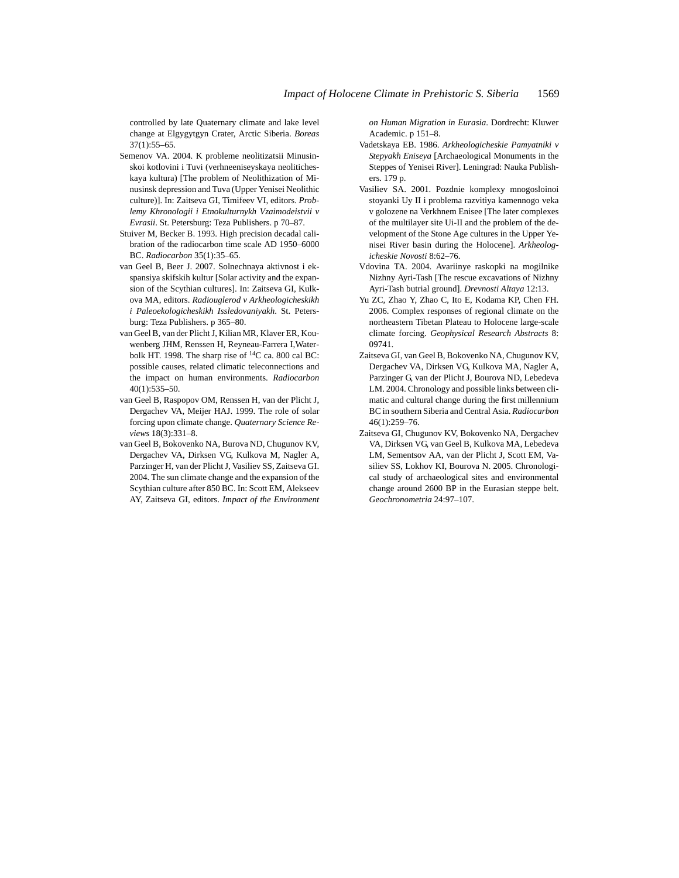controlled by late Quaternary climate and lake level change at Elgygytgyn Crater, Arctic Siberia. *Boreas* 37(1):55–65.

Semenov VA. 2004. K probleme neolitizatsii Minusinskoi kotlovini i Tuvi (verhneeniseyskaya neoliticheskaya kultura) [The problem of Neolithization of Minusinsk depression and Tuva (Upper Yenisei Neolithic culture)]. In: Zaitseva GI, Timifeev VI, editors. *Problemy Khronologii i Etnokulturnykh Vzaimodeistvii v Evrasii*. St. Petersburg: Teza Publishers. p 70–87.

Stuiver M, Becker B. 1993. High precision decadal calibration of the radiocarbon time scale AD 1950–6000 BC. *Radiocarbon* 35(1):35–65.

van Geel B, Beer J. 2007. Solnechnaya aktivnost i ekspansiya skifskih kultur [Solar activity and the expansion of the Scythian cultures]. In: Zaitseva GI, Kulkova MA, editors. *Radiouglerod v Arkheologicheskikh i Paleoekologicheskikh Issledovaniyakh*. St. Petersburg: Teza Publishers. p 365–80.

van Geel B, van der Plicht J, Kilian MR, Klaver ER, Kouwenberg JHM, Renssen H, Reyneau-Farrera I,Waterbolk HT. 1998. The sharp rise of $^{14}$C ca. 800 cal BC: possible causes, related climatic teleconnections and the impact on human environments. *Radiocarbon* 40(1):535–50.

van Geel B, Raspopov OM, Renssen H, van der Plicht J, Dergachev VA, Meijer HAJ. 1999. The role of solar forcing upon climate change. *Quaternary Science Reviews* 18(3):331–8.

van Geel B, Bokovenko NA, Burova ND, Chugunov KV, Dergachev VA, Dirksen VG, Kulkova M, Nagler A, Parzinger H, van der Plicht J, Vasiliev SS, Zaitseva GI. 2004. The sun climate change and the expansion of the Scythian culture after 850 BC. In: Scott EM, Alekseev AY, Zaitseva GI, editors. *Impact of the Environment on Human Migration in Eurasia*. Dordrecht: Kluwer Academic. p 151–8.

Vadetskaya EB. 1986. *Arkheologicheskie Pamyatniki v Stepyakh Eniseya* [Archaeological Monuments in the Steppes of Yenisei River]. Leningrad: Nauka Publishers. 179 p.

Vasiliev SA. 2001. Pozdnie komplexy mnogosloinoi stoyanki Uy II i problema razvitiya kamennogo veka v golozene na Verkhnem Enisee [The later complexes of the multilayer site Ui-II and the problem of the development of the Stone Age cultures in the Upper Yenisei River basin during the Holocene]. *Arkheologicheskie Novosti* 8:62–76.

Vdovina TA. 2004. Avariinye raskopki na mogilnike Nizhny Ayri-Tash [The rescue excavations of Nizhny Ayri-Tash butrial ground]. *Drevnosti Altaya* 12:13.

Yu ZC, Zhao Y, Zhao C, Ito E, Kodama KP, Chen FH. 2006. Complex responses of regional climate on the northeastern Tibetan Plateau to Holocene large-scale climate forcing. *Geophysical Research Abstracts* 8: 09741.

Zaitseva GI, van Geel B, Bokovenko NA, Chugunov KV, Dergachev VA, Dirksen VG, Kulkova MA, Nagler A, Parzinger G, van der Plicht J, Bourova ND, Lebedeva LM. 2004. Chronology and possible links between climatic and cultural change during the first millennium BC in southern Siberia and Central Asia. *Radiocarbon* 46(1):259–76.

Zaitseva GI, Chugunov KV, Bokovenko NA, Dergachev VA, Dirksen VG, van Geel B, Kulkova MA, Lebedeva LM, Sementsov AA, van der Plicht J, Scott EM, Vasiliev SS, Lokhov KI, Bourova N. 2005. Chronological study of archaeological sites and environmental change around 2600 BP in the Eurasian steppe belt. *Geochronometria* 24:97–107.